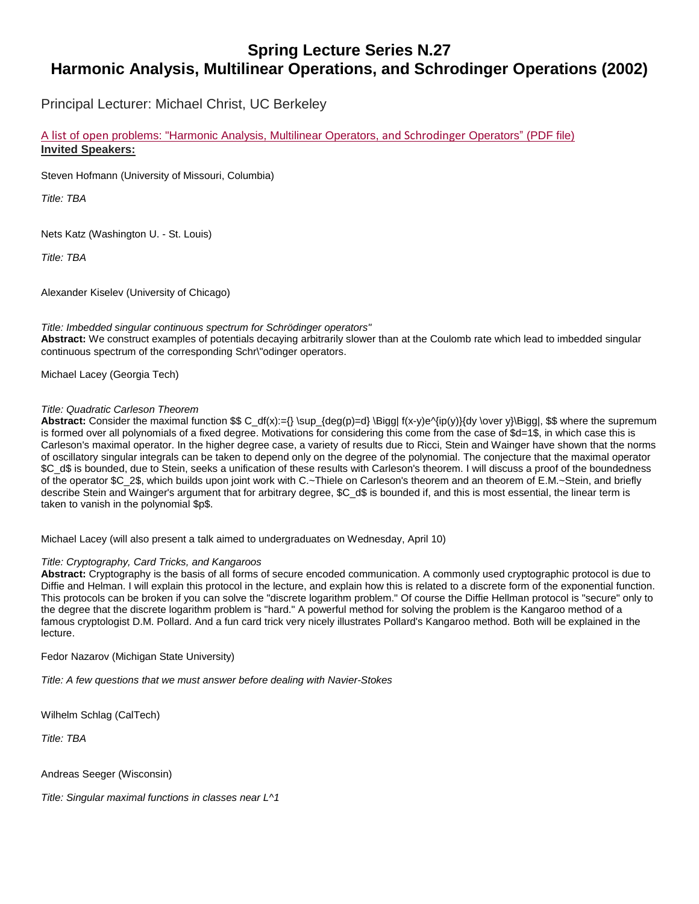# Spring Lecture Series N.27
# Harmonic Analysis, Multilinear Operations, and Schrodinger Operations (2002)

Principal Lecturer: Michael Christ, UC Berkeley

A list of open problems: "Harmonic Analysis, Multilinear Operators, and Schrodinger Operators" (PDF file)

**Invited Speakers:**

Steven Hofmann (University of Missouri, Columbia)

*Title: TBA*

Nets Katz (Washington U. - St. Louis)

*Title: TBA*

Alexander Kiselev (University of Chicago)

*Title: Imbedded singular continuous spectrum for Schrödinger operators"*

**Abstract:** We construct examples of potentials decaying arbitrarily slower than at the Coulomb rate which lead to imbedded singular continuous spectrum of the corresponding Schr\"odinger operators.

Michael Lacey (Georgia Tech)

*Title: Quadratic Carleson Theorem*

**Abstract:** Consider the maximal function $$ C_df(x):={} \sup_{deg(p)=d} \Bigg| f(x-y)e^{ip(y)}{dy \over y}\Bigg|, $$ where the supremum is formed over all polynomials of a fixed degree. Motivations for considering this come from the case of $d=1$, in which case this is Carleson's maximal operator. In the higher degree case, a variety of results due to Ricci, Stein and Wainger have shown that the norms of oscillatory singular integrals can be taken to depend only on the degree of the polynomial. The conjecture that the maximal operator $C_d$ is bounded, due to Stein, seeks a unification of these results with Carleson's theorem. I will discuss a proof of the boundedness of the operator $C_2$, which builds upon joint work with C.~Thiele on Carleson's theorem and an theorem of E.M.~Stein, and briefly describe Stein and Wainger's argument that for arbitrary degree, $C_d$ is bounded if, and this is most essential, the linear term is taken to vanish in the polynomial $p$.

Michael Lacey (will also present a talk aimed to undergraduates on Wednesday, April 10)

*Title: Cryptography, Card Tricks, and Kangaroos*

**Abstract:** Cryptography is the basis of all forms of secure encoded communication. A commonly used cryptographic protocol is due to Diffie and Helman. I will explain this protocol in the lecture, and explain how this is related to a discrete form of the exponential function. This protocols can be broken if you can solve the "discrete logarithm problem." Of course the Diffie Hellman protocol is "secure" only to the degree that the discrete logarithm problem is "hard." A powerful method for solving the problem is the Kangaroo method of a famous cryptologist D.M. Pollard. And a fun card trick very nicely illustrates Pollard's Kangaroo method. Both will be explained in the lecture.

Fedor Nazarov (Michigan State University)

*Title: A few questions that we must answer before dealing with Navier-Stokes*

Wilhelm Schlag (CalTech)

*Title: TBA*

Andreas Seeger (Wisconsin)

*Title: Singular maximal functions in classes near L^1*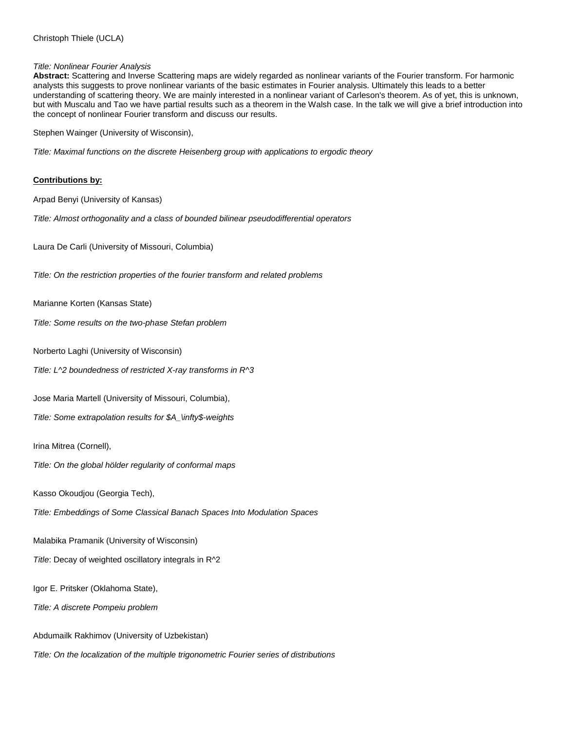Christoph Thiele (UCLA)

*Title: Nonlinear Fourier Analysis*

**Abstract:** Scattering and Inverse Scattering maps are widely regarded as nonlinear variants of the Fourier transform. For harmonic analysts this suggests to prove nonlinear variants of the basic estimates in Fourier analysis. Ultimately this leads to a better understanding of scattering theory. We are mainly interested in a nonlinear variant of Carleson's theorem. As of yet, this is unknown, but with Muscalu and Tao we have partial results such as a theorem in the Walsh case. In the talk we will give a brief introduction into the concept of nonlinear Fourier transform and discuss our results.

Stephen Wainger (University of Wisconsin),

*Title: Maximal functions on the discrete Heisenberg group with applications to ergodic theory*

**Contributions by:**

Arpad Benyi (University of Kansas)

*Title: Almost orthogonality and a class of bounded bilinear pseudodifferential operators*

Laura De Carli (University of Missouri, Columbia)

*Title: On the restriction properties of the fourier transform and related problems*

Marianne Korten (Kansas State)

*Title: Some results on the two-phase Stefan problem*

Norberto Laghi (University of Wisconsin)

*Title: $L^2$ boundedness of restricted X-ray transforms in $R^3$*

Jose Maria Martell (University of Missouri, Columbia),

*Title: Some extrapolation results for $A_\infty$-weights*

Irina Mitrea (Cornell),

*Title: On the global hölder regularity of conformal maps*

Kasso Okoudjou (Georgia Tech),

*Title: Embeddings of Some Classical Banach Spaces Into Modulation Spaces*

Malabika Pramanik (University of Wisconsin)

*Title*: Decay of weighted oscillatory integrals in $R^2$

Igor E. Pritsker (Oklahoma State),

*Title: A discrete Pompeiu problem*

Abdumailk Rakhimov (University of Uzbekistan)

*Title: On the localization of the multiple trigonometric Fourier series of distributions*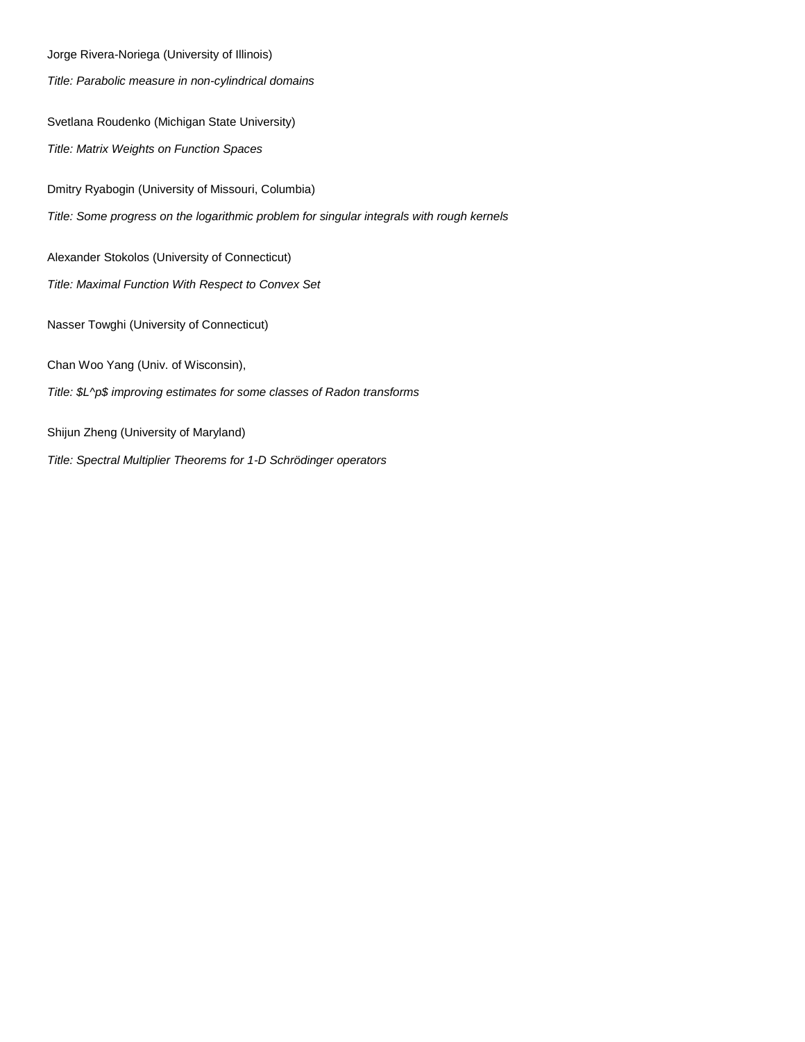Jorge Rivera-Noriega (University of Illinois)

*Title: Parabolic measure in non-cylindrical domains*

Svetlana Roudenko (Michigan State University)

*Title: Matrix Weights on Function Spaces*

Dmitry Ryabogin (University of Missouri, Columbia)

*Title: Some progress on the logarithmic problem for singular integrals with rough kernels*

Alexander Stokolos (University of Connecticut)

*Title: Maximal Function With Respect to Convex Set*

Nasser Towghi (University of Connecticut)

Chan Woo Yang (Univ. of Wisconsin),

*Title: $L^p$ improving estimates for some classes of Radon transforms*

Shijun Zheng (University of Maryland)

*Title: Spectral Multiplier Theorems for 1-D Schrödinger operators*